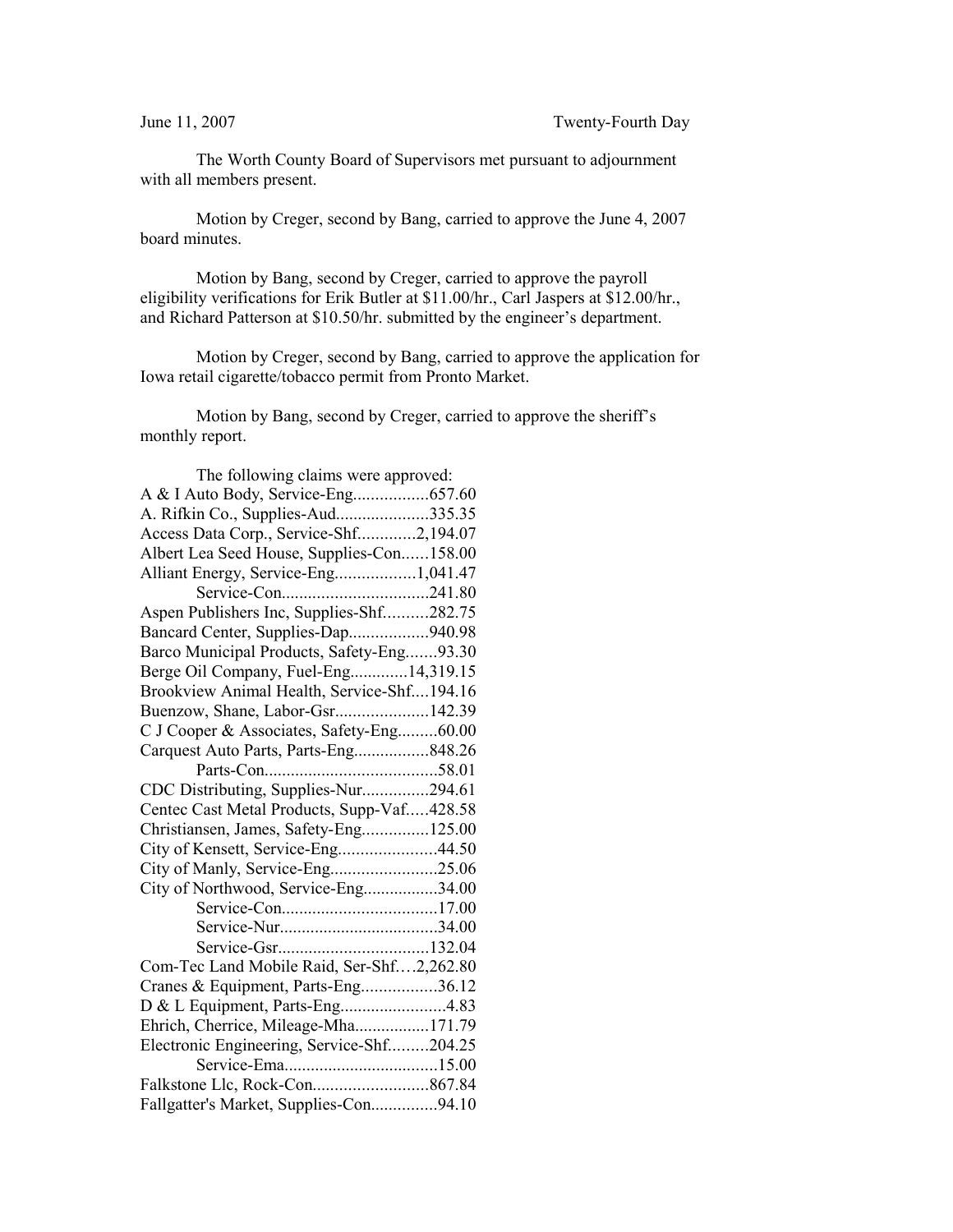June 11, 2007 Twenty-Fourth Day

The Worth County Board of Supervisors met pursuant to adjournment with all members present.

Motion by Creger, second by Bang, carried to approve the June 4, 2007 board minutes.

Motion by Bang, second by Creger, carried to approve the payroll eligibility verifications for Erik Butler at $11.00/hr., Carl Jaspers at $12.00/hr., and Richard Patterson at $10.50/hr. submitted by the engineer's department.

Motion by Creger, second by Bang, carried to approve the application for Iowa retail cigarette/tobacco permit from Pronto Market.

Motion by Bang, second by Creger, carried to approve the sheriff's monthly report.

The following claims were approved:

A & I Auto Body, Service-Eng.................657.60
A. Rifkin Co., Supplies-Aud.....................335.35
Access Data Corp., Service-Shf.............2,194.07
Albert Lea Seed House, Supplies-Con......158.00
Alliant Energy, Service-Eng..................1,041.47
Service-Con.................................241.80
Aspen Publishers Inc, Supplies-Shf..........282.75
Bancard Center, Supplies-Dap..................940.98
Barco Municipal Products, Safety-Eng.......93.30
Berge Oil Company, Fuel-Eng.............14,319.15
Brookview Animal Health, Service-Shf....194.16
Buenzow, Shane, Labor-Gsr.....................142.39
C J Cooper & Associates, Safety-Eng.........60.00
Carquest Auto Parts, Parts-Eng.................848.26
Parts-Con.......................................58.01
CDC Distributing, Supplies-Nur...............294.61
Centec Cast Metal Products, Supp-Vaf.....428.58
Christiansen, James, Safety-Eng...............125.00
City of Kensett, Service-Eng......................44.50
City of Manly, Service-Eng........................25.06
City of Northwood, Service-Eng.................34.00
Service-Con...................................17.00
Service-Nur....................................34.00
Service-Gsr..................................132.04
Com-Tec Land Mobile Raid, Ser-Shf….2,262.80
Cranes & Equipment, Parts-Eng.................36.12
D & L Equipment, Parts-Eng........................4.83
Ehrich, Cherrice, Mileage-Mha.................171.79
Electronic Engineering, Service-Shf.........204.25
Service-Ema...................................15.00
Falkstone Llc, Rock-Con..........................867.84
Fallgatter's Market, Supplies-Con...............94.10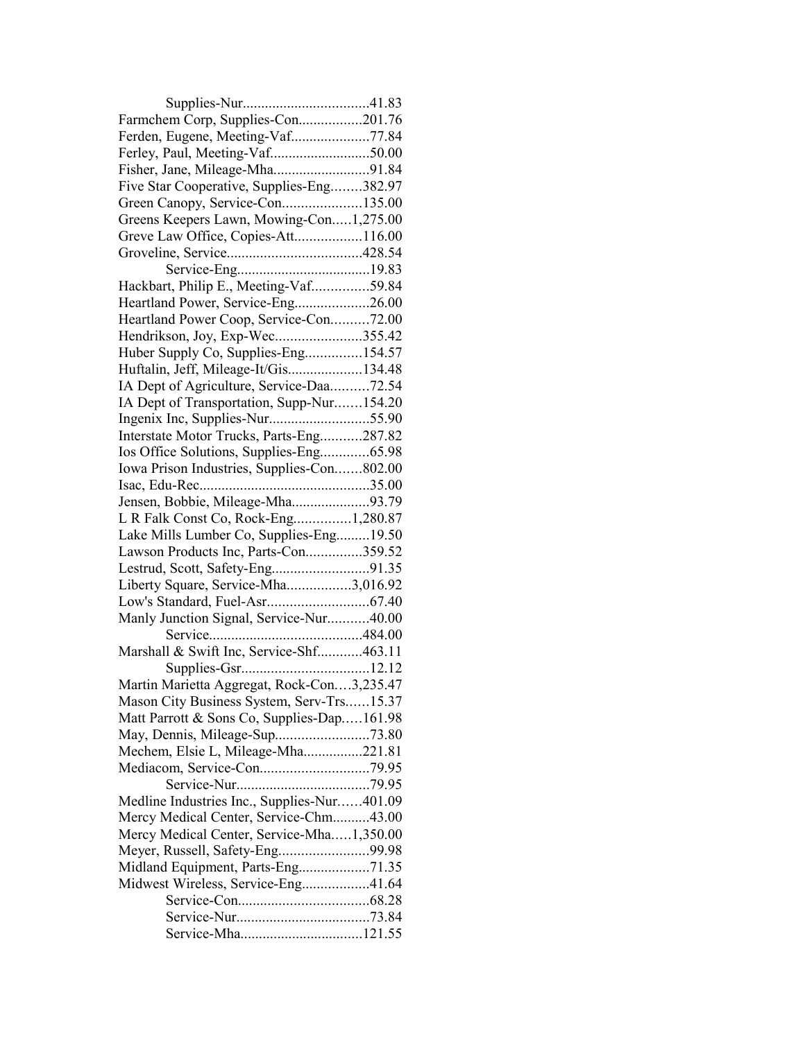Supplies-Nur..................................41.83
Farmchem Corp, Supplies-Con.................201.76
Ferden, Eugene, Meeting-Vaf.....................77.84
Ferley, Paul, Meeting-Vaf...........................50.00
Fisher, Jane, Mileage-Mha..........................91.84
Five Star Cooperative, Supplies-Eng........382.97
Green Canopy, Service-Con.....................135.00
Greens Keepers Lawn, Mowing-Con.....1,275.00
Greve Law Office, Copies-Att..................116.00
Groveline, Service....................................428.54
Service-Eng....................................19.83
Hackbart, Philip E., Meeting-Vaf...............59.84
Heartland Power, Service-Eng....................26.00
Heartland Power Coop, Service-Con..........72.00
Hendrikson, Joy, Exp-Wec.......................355.42
Huber Supply Co, Supplies-Eng...............154.57
Huftalin, Jeff, Mileage-It/Gis....................134.48
IA Dept of Agriculture, Service-Daa..........72.54
IA Dept of Transportation, Supp-Nur.......154.20
Ingenix Inc, Supplies-Nur...........................55.90
Interstate Motor Trucks, Parts-Eng...........287.82
Ios Office Solutions, Supplies-Eng.............65.98
Iowa Prison Industries, Supplies-Con.......802.00
Isac, Edu-Rec.............................................35.00
Jensen, Bobbie, Mileage-Mha.....................93.79
L R Falk Const Co, Rock-Eng...............1,280.87
Lake Mills Lumber Co, Supplies-Eng.........19.50
Lawson Products Inc, Parts-Con...............359.52
Lestrud, Scott, Safety-Eng..........................91.35
Liberty Square, Service-Mha.................3,016.92
Low's Standard, Fuel-Asr...........................67.40
Manly Junction Signal, Service-Nur...........40.00
Service.........................................484.00
Marshall & Swift Inc, Service-Shf............463.11
Supplies-Gsr..................................12.12
Martin Marietta Aggregat, Rock-Con....3,235.47
Mason City Business System, Serv-Trs......15.37
Matt Parrott & Sons Co, Supplies-Dap.....161.98
May, Dennis, Mileage-Sup.........................73.80
Mechem, Elsie L, Mileage-Mha................221.81
Mediacom, Service-Con.............................79.95
Service-Nur....................................79.95
Medline Industries Inc., Supplies-Nur......401.09
Mercy Medical Center, Service-Chm..........43.00
Mercy Medical Center, Service-Mha.....1,350.00
Meyer, Russell, Safety-Eng........................99.98
Midland Equipment, Parts-Eng...................71.35
Midwest Wireless, Service-Eng..................41.64
Service-Con...................................68.28
Service-Nur....................................73.84
Service-Mha.................................121.55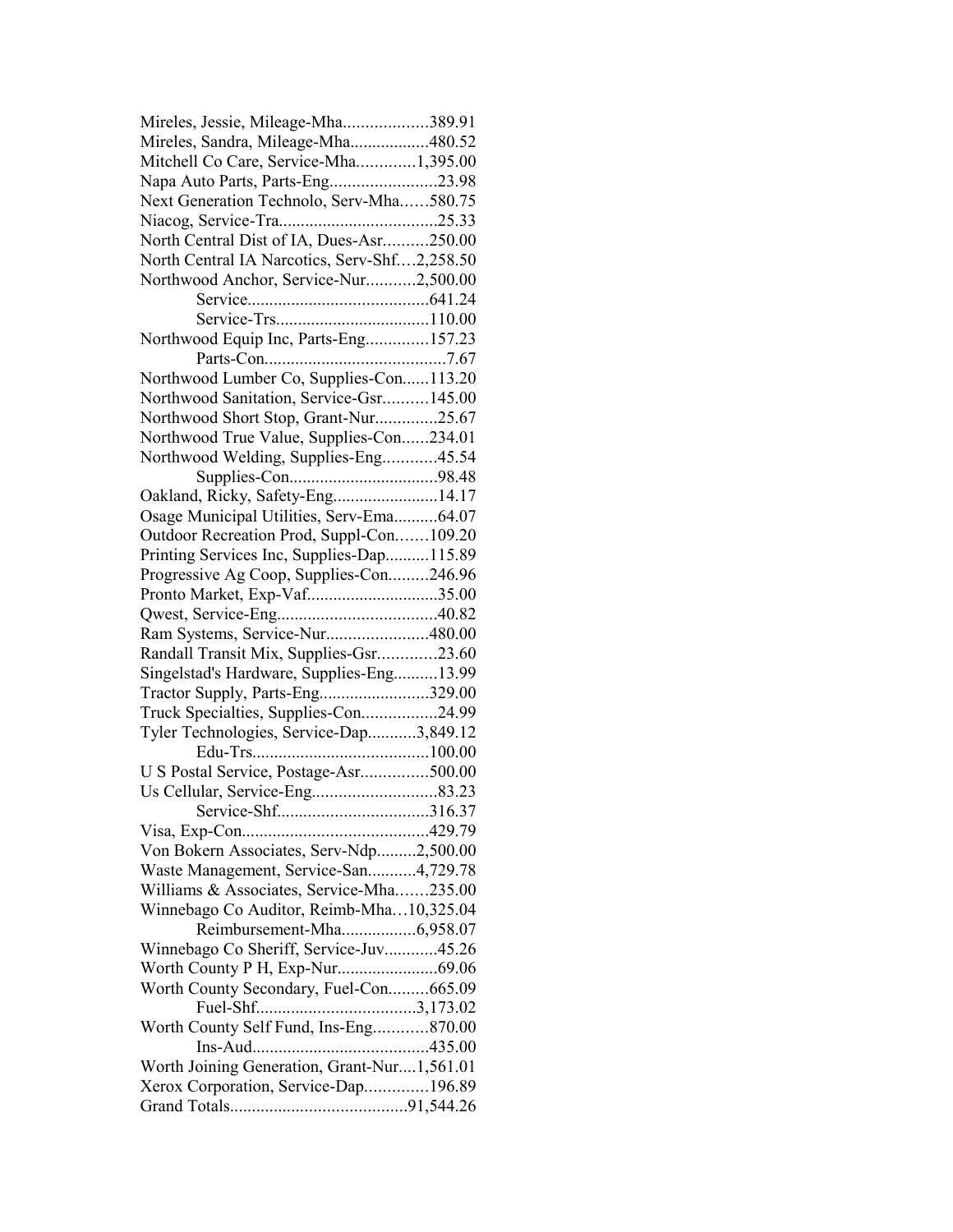Mireles, Jessie, Mileage-Mha...................389.91
Mireles, Sandra, Mileage-Mha..................480.52
Mitchell Co Care, Service-Mha.............1,395.00
Napa Auto Parts, Parts-Eng........................23.98
Next Generation Technolo, Serv-Mha……580.75
Niacog, Service-Tra....................................25.33
North Central Dist of IA, Dues-Asr..........250.00
North Central IA Narcotics, Serv-Shf….2,258.50
Northwood Anchor, Service-Nur...........2,500.00
Service.........................................641.24
Service-Trs...................................110.00
Northwood Equip Inc, Parts-Eng..............157.23
Parts-Con.........................................7.67
Northwood Lumber Co, Supplies-Con......113.20
Northwood Sanitation, Service-Gsr..........145.00
Northwood Short Stop, Grant-Nur..............25.67
Northwood True Value, Supplies-Con......234.01
Northwood Welding, Supplies-Eng............45.54
Supplies-Con..................................98.48
Oakland, Ricky, Safety-Eng........................14.17
Osage Municipal Utilities, Serv-Ema..........64.07
Outdoor Recreation Prod, Suppl-Con…....109.20
Printing Services Inc, Supplies-Dap..........115.89
Progressive Ag Coop, Supplies-Con.........246.96
Pronto Market, Exp-Vaf.............................35.00
Qwest, Service-Eng....................................40.82
Ram Systems, Service-Nur.......................480.00
Randall Transit Mix, Supplies-Gsr.............23.60
Singelstad's Hardware, Supplies-Eng..........13.99
Tractor Supply, Parts-Eng.........................329.00
Truck Specialties, Supplies-Con.................24.99
Tyler Technologies, Service-Dap...........3,849.12
Edu-Trs........................................100.00
U S Postal Service, Postage-Asr...............500.00
Us Cellular, Service-Eng............................83.23
Service-Shf..................................316.37
Visa, Exp-Con..........................................429.79
Von Bokern Associates, Serv-Ndp.........2,500.00
Waste Management, Service-San...........4,729.78
Williams & Associates, Service-Mha…....235.00
Winnebago Co Auditor, Reimb-Mha…10,325.04
Reimbursement-Mha.................6,958.07
Winnebago Co Sheriff, Service-Juv............45.26
Worth County P H, Exp-Nur.......................69.06
Worth County Secondary, Fuel-Con.........665.09
Fuel-Shf....................................3,173.02
Worth County Self Fund, Ins-Eng............870.00
Ins-Aud........................................435.00
Worth Joining Generation, Grant-Nur....1,561.01
Xerox Corporation, Service-Dap..............196.89
Grand Totals.......................................91,544.26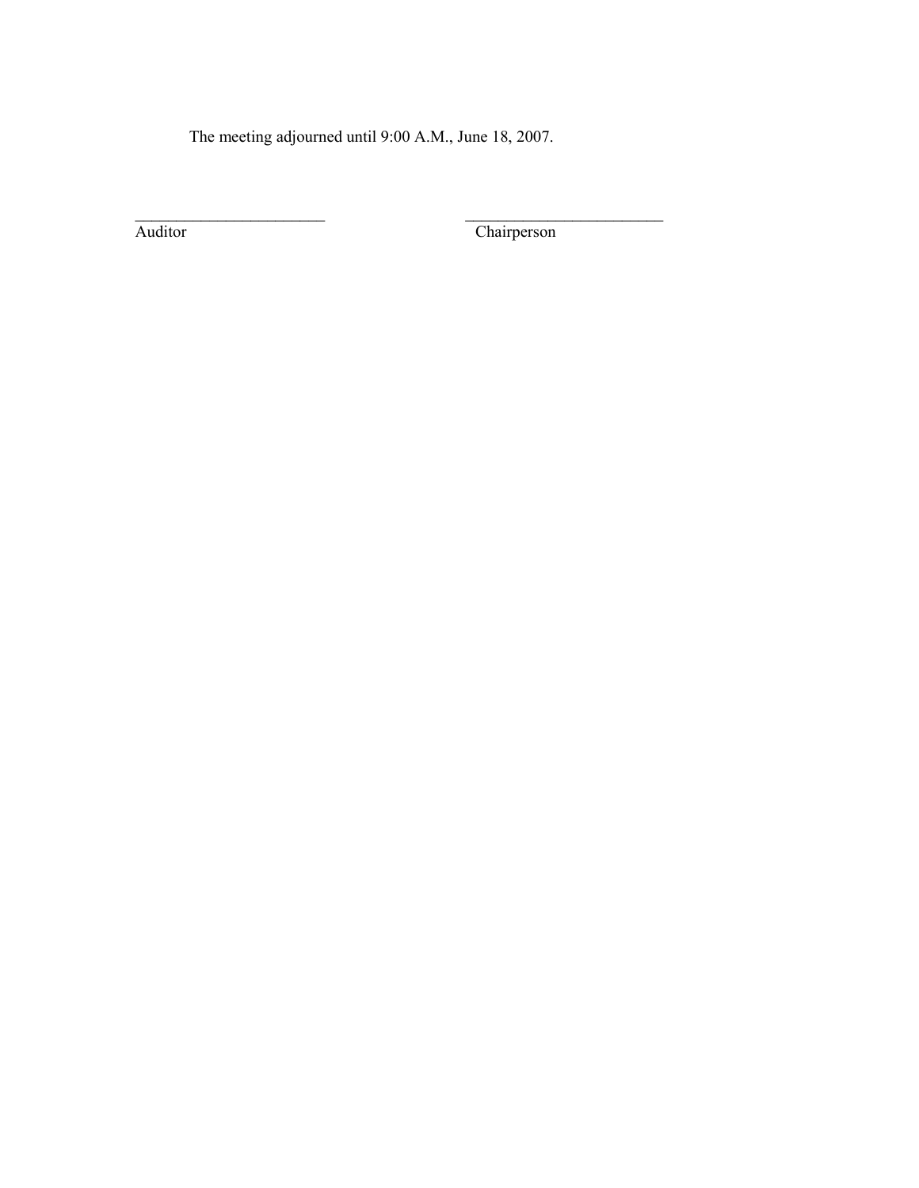The meeting adjourned until 9:00 A.M., June 18, 2007.

________________________ ________________________

Auditor Chairperson